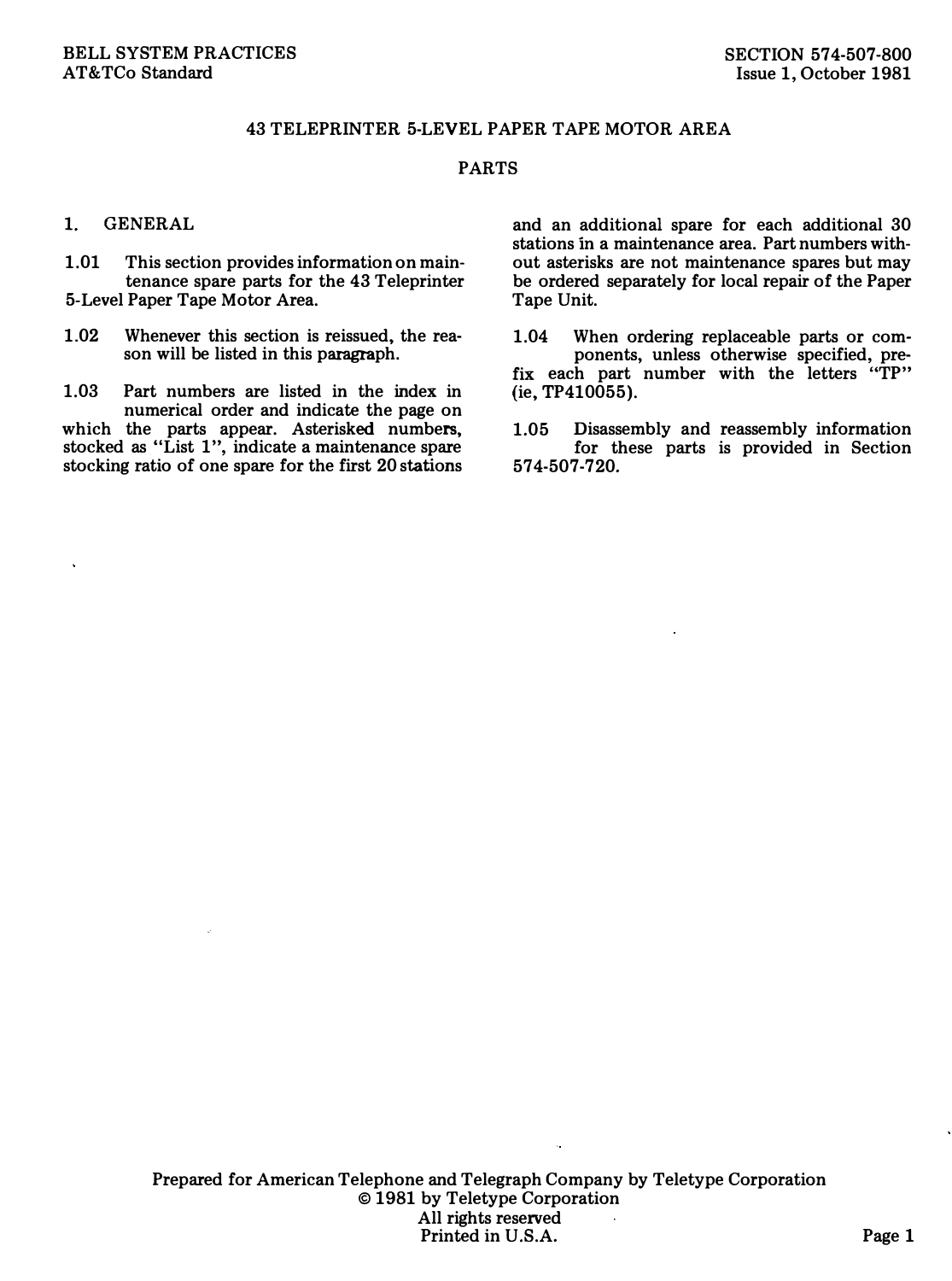BELL SYSTEM PRACTICES
AT&TCo Standard

SECTION 574-507-800
Issue 1, October 1981

# 43 TELEPRINTER 5-LEVEL PAPER TAPE MOTOR AREA

## PARTS

### 1. GENERAL

1.01 This section provides information on maintenance spare parts for the 43 Teleprinter 5-Level Paper Tape Motor Area.

1.02 Whenever this section is reissued, the reason will be listed in this paragraph.

1.03 Part numbers are listed in the index in numerical order and indicate the page on which the parts appear. Asterisked numbers, stocked as "List 1", indicate a maintenance spare stocking ratio of one spare for the first 20 stations and an additional spare for each additional 30 stations in a maintenance area. Part numbers without asterisks are not maintenance spares but may be ordered separately for local repair of the Paper Tape Unit.

1.04 When ordering replaceable parts or components, unless otherwise specified, prefix each part number with the letters "TP" (ie, TP410055).

1.05 Disassembly and reassembly information for these parts is provided in Section 574-507-720.

Prepared for American Telephone and Telegraph Company by Teletype Corporation
© 1981 by Teletype Corporation
All rights reserved
Printed in U.S.A.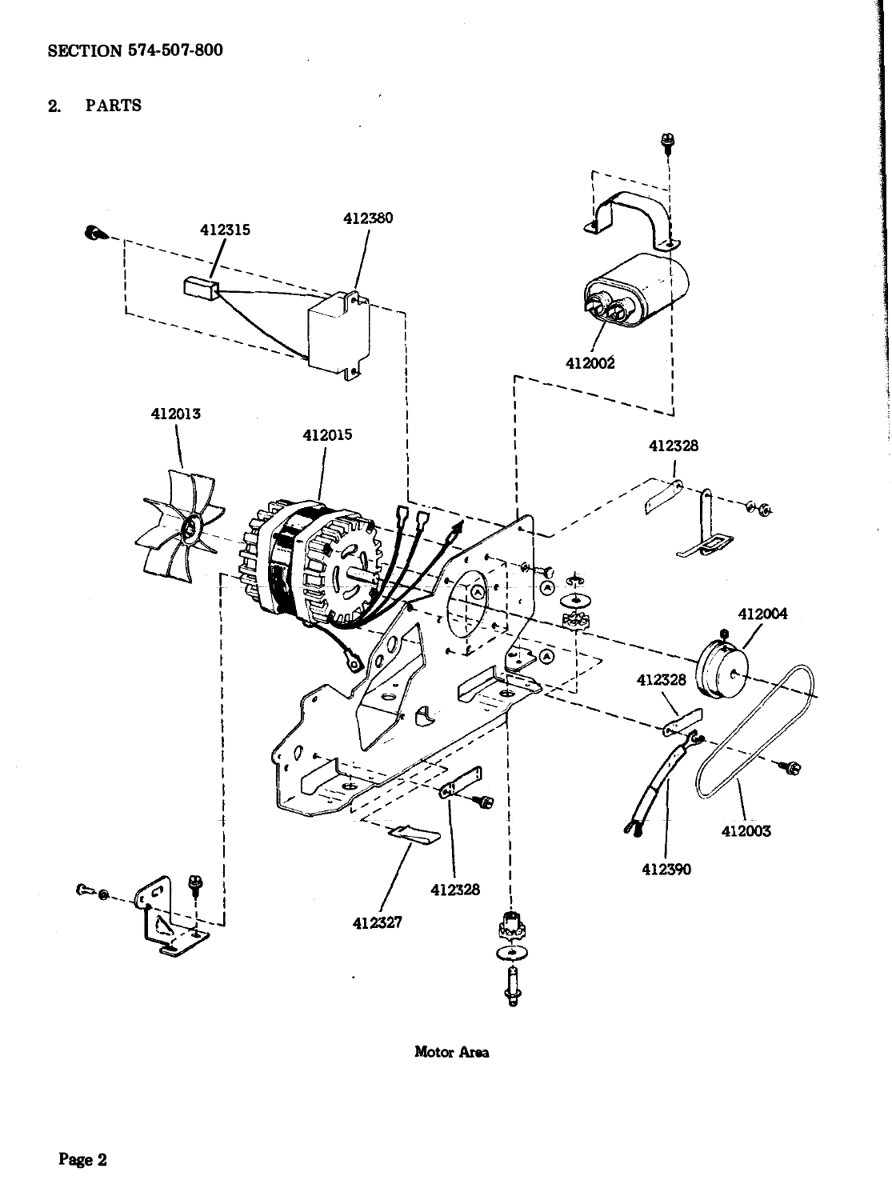## 2. PARTS

412315

412380

412002

412013

412015

412328

412004

412328

412003

412390

412328

412327

Motor Area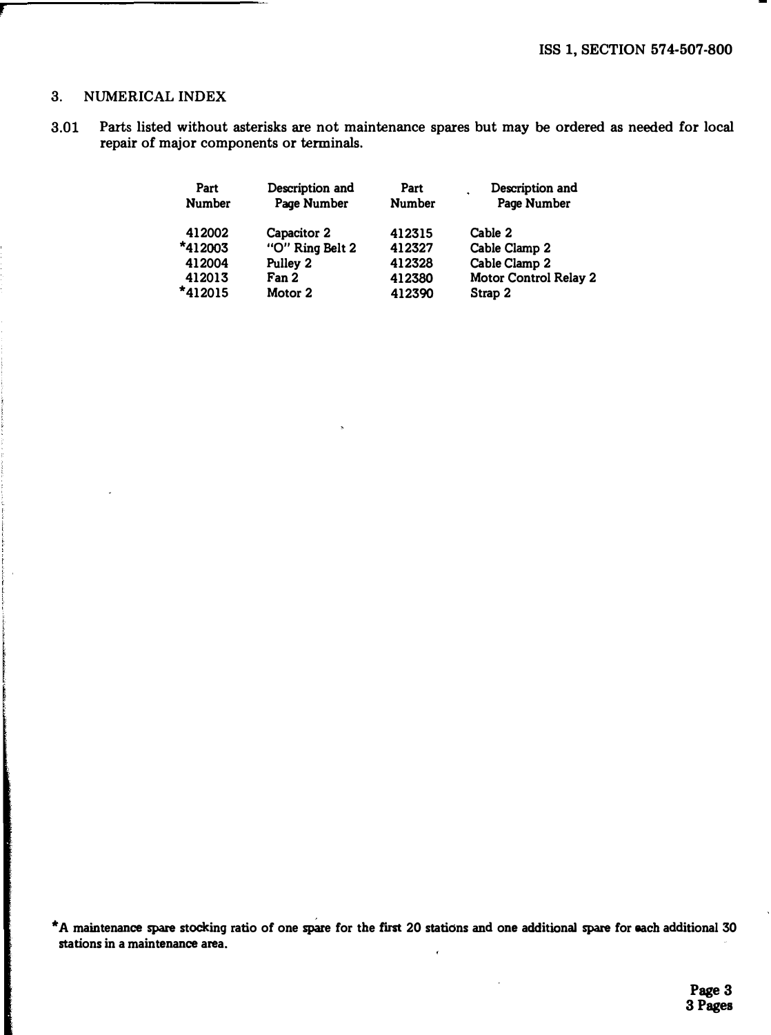## 3. NUMERICAL INDEX

3.01 Parts listed without asterisks are not maintenance spares but may be ordered as needed for local repair of major components or terminals.

| Part Number | Description and Page Number | Part Number | Description and Page Number |
|---|---|---|---|
| 412002 | Capacitor 2 | 412315 | Cable 2 |
| *412003 | "O" Ring Belt 2 | 412327 | Cable Clamp 2 |
| 412004 | Pulley 2 | 412328 | Cable Clamp 2 |
| 412013 | Fan 2 | 412380 | Motor Control Relay 2 |
| *412015 | Motor 2 | 412390 | Strap 2 |

*A maintenance spare stocking ratio of one spare for the first 20 stations and one additional spare for each additional 30 stations in a maintenance area.